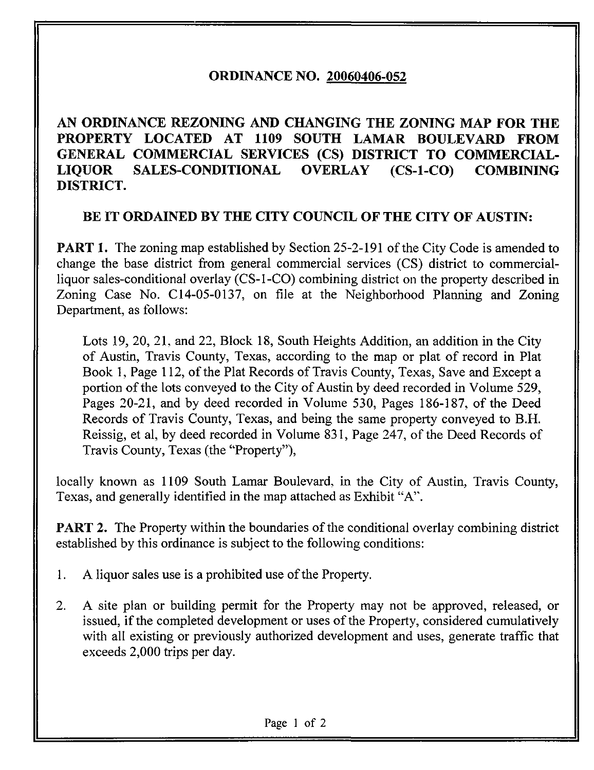# ORDINANCE NO. 20060406-052

## AN ORDINANCE REZONING AND CHANGING THE ZONING MAP FOR THE PROPERTY LOCATED AT 1109 SOUTH LAMAR BOULEVARD FROM GENERAL COMMERCIAL SERVICES (CS) DISTRICT TO COMMERCIAL-LIQUOR SALES-CONDITIONAL OVERLAY (CS-1-CO) COMBINING DISTRICT.

**BE IT ORDAINED BY THE CITY COUNCIL OF THE CITY OF AUSTIN:**

**PART 1.** The zoning map established by Section 25-2-191 of the City Code is amended to change the base district from general commercial services (CS) district to commercial-liquor sales-conditional overlay (CS-1-CO) combining district on the property described in Zoning Case No. C14-05-0137, on file at the Neighborhood Planning and Zoning Department, as follows:

> Lots 19, 20, 21, and 22, Block 18, South Heights Addition, an addition in the City of Austin, Travis County, Texas, according to the map or plat of record in Plat Book 1, Page 112, of the Plat Records of Travis County, Texas, Save and Except a portion of the lots conveyed to the City of Austin by deed recorded in Volume 529, Pages 20-21, and by deed recorded in Volume 530, Pages 186-187, of the Deed Records of Travis County, Texas, and being the same property conveyed to B.H. Reissig, et al, by deed recorded in Volume 831, Page 247, of the Deed Records of Travis County, Texas (the "Property"),

locally known as 1109 South Lamar Boulevard, in the City of Austin, Travis County, Texas, and generally identified in the map attached as Exhibit "A".

**PART 2.** The Property within the boundaries of the conditional overlay combining district established by this ordinance is subject to the following conditions:

1. A liquor sales use is a prohibited use of the Property.
2. A site plan or building permit for the Property may not be approved, released, or issued, if the completed development or uses of the Property, considered cumulatively with all existing or previously authorized development and uses, generate traffic that exceeds 2,000 trips per day.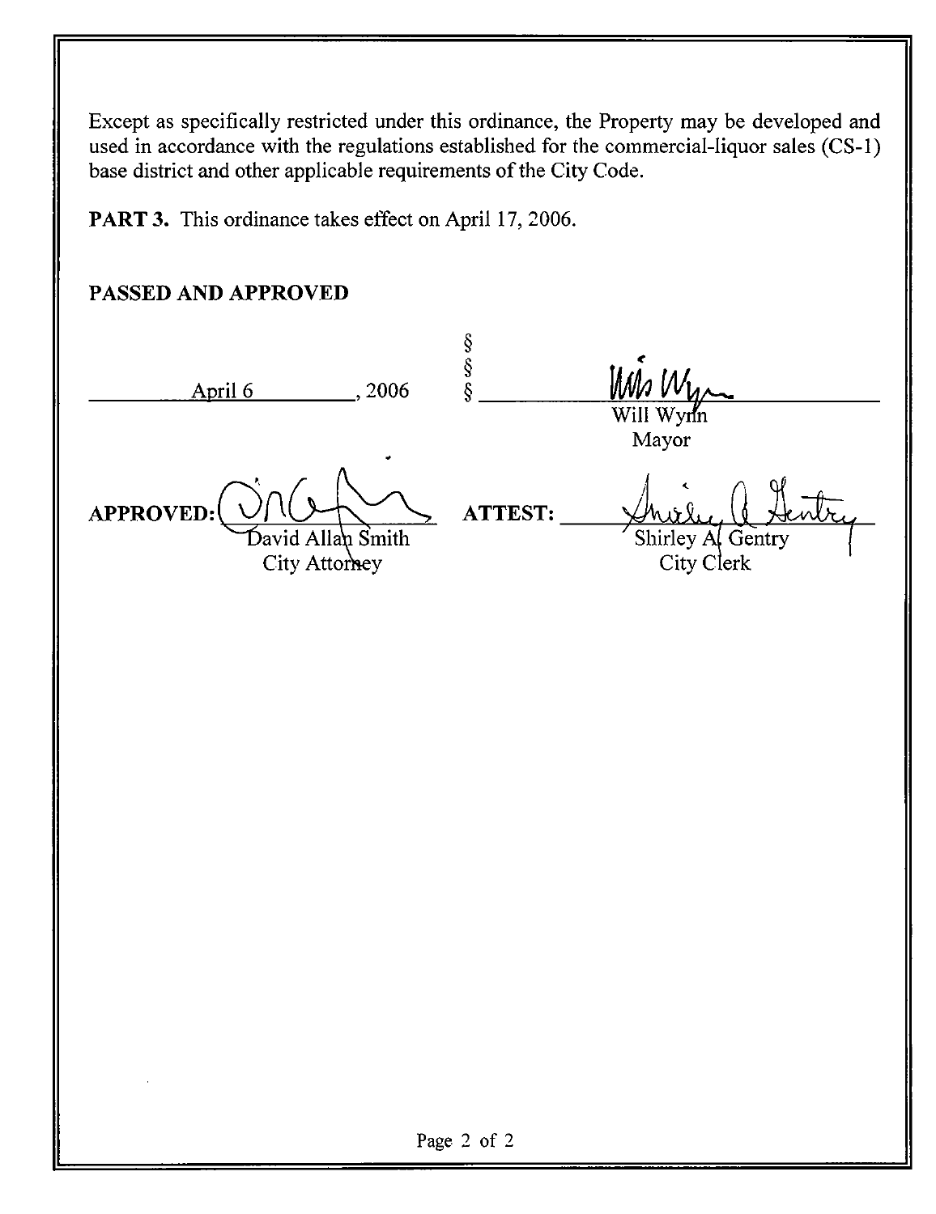Except as specifically restricted under this ordinance, the Property may be developed and used in accordance with the regulations established for the commercial-liquor sales (CS-1) base district and other applicable requirements of the City Code.

**PART 3.** This ordinance takes effect on April 17, 2006.

**PASSED AND APPROVED**

April 6, 2006

§
§
§

Will Wynn
Mayor

**APPROVED:**
David Allan Smith
City Attorney

**ATTEST:**
Shirley A. Gentry
City Clerk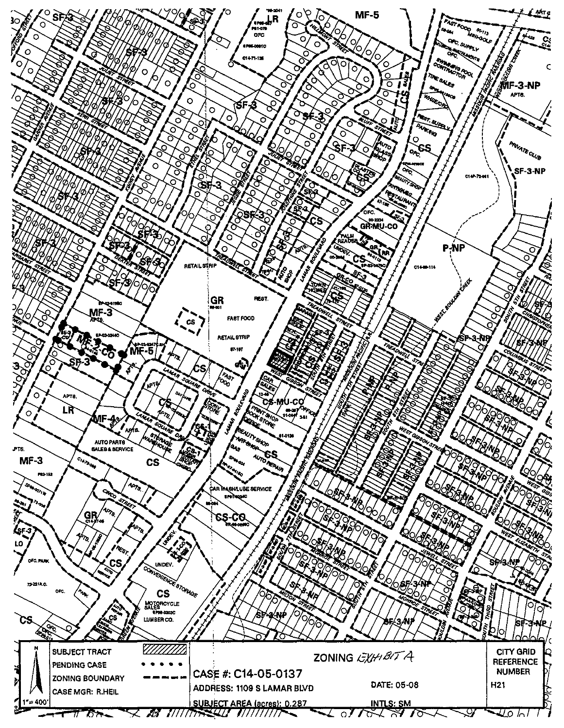| | | | |
|---|---|---|---|
| SUBJECT TRACT | | ZONING EXHIBIT A | CITY GRID REFERENCE NUMBER |
| PENDING CASE | • • • • • | CASE #: C14-05-0137 | H21 |
| ZONING BOUNDARY | — — — | ADDRESS: 1109 S LAMAR BLVD | DATE: 05-08 |
| CASE MGR: R.HEIL | | SUBJECT AREA (acres): 0.287 | INTLS: SM |

1" = 400'